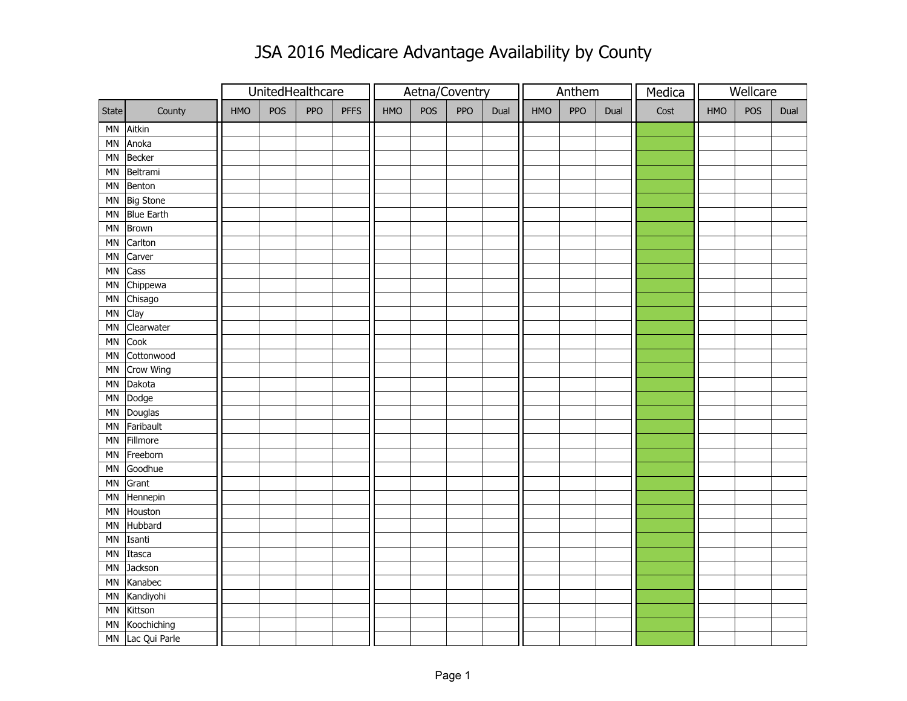# JSA 2016 Medicare Advantage Availability by County

| State | County | UnitedHealthcare | | | | Aetna/Coventry | | | | Anthem | | | Medica | Wellcare | | |
|---|---|---|---|---|---|---|---|---|---|---|---|---|---|---|---|---|
| | | HMO | POS | PPO | PFFS | HMO | POS | PPO | Dual | HMO | PPO | Dual | Cost | HMO | POS | Dual |
| MN | Aitkin | | | | | | | | | | | | | | | |
| MN | Anoka | | | | | | | | | | | | | | | |
| MN | Becker | | | | | | | | | | | | | | | |
| MN | Beltrami | | | | | | | | | | | | | | | |
| MN | Benton | | | | | | | | | | | | | | | |
| MN | Big Stone | | | | | | | | | | | | | | | |
| MN | Blue Earth | | | | | | | | | | | | | | | |
| MN | Brown | | | | | | | | | | | | | | | |
| MN | Carlton | | | | | | | | | | | | | | | |
| MN | Carver | | | | | | | | | | | | | | | |
| MN | Cass | | | | | | | | | | | | | | | |
| MN | Chippewa | | | | | | | | | | | | | | | |
| MN | Chisago | | | | | | | | | | | | | | | |
| MN | Clay | | | | | | | | | | | | | | | |
| MN | Clearwater | | | | | | | | | | | | | | | |
| MN | Cook | | | | | | | | | | | | | | | |
| MN | Cottonwood | | | | | | | | | | | | | | | |
| MN | Crow Wing | | | | | | | | | | | | | | | |
| MN | Dakota | | | | | | | | | | | | | | | |
| MN | Dodge | | | | | | | | | | | | | | | |
| MN | Douglas | | | | | | | | | | | | | | | |
| MN | Faribault | | | | | | | | | | | | | | | |
| MN | Fillmore | | | | | | | | | | | | | | | |
| MN | Freeborn | | | | | | | | | | | | | | | |
| MN | Goodhue | | | | | | | | | | | | | | | |
| MN | Grant | | | | | | | | | | | | | | | |
| MN | Hennepin | | | | | | | | | | | | | | | |
| MN | Houston | | | | | | | | | | | | | | | |
| MN | Hubbard | | | | | | | | | | | | | | | |
| MN | Isanti | | | | | | | | | | | | | | | |
| MN | Itasca | | | | | | | | | | | | | | | |
| MN | Jackson | | | | | | | | | | | | | | | |
| MN | Kanabec | | | | | | | | | | | | | | | |
| MN | Kandiyohi | | | | | | | | | | | | | | | |
| MN | Kittson | | | | | | | | | | | | | | | |
| MN | Koochiching | | | | | | | | | | | | | | | |
| MN | Lac Qui Parle | | | | | | | | | | | | | | | |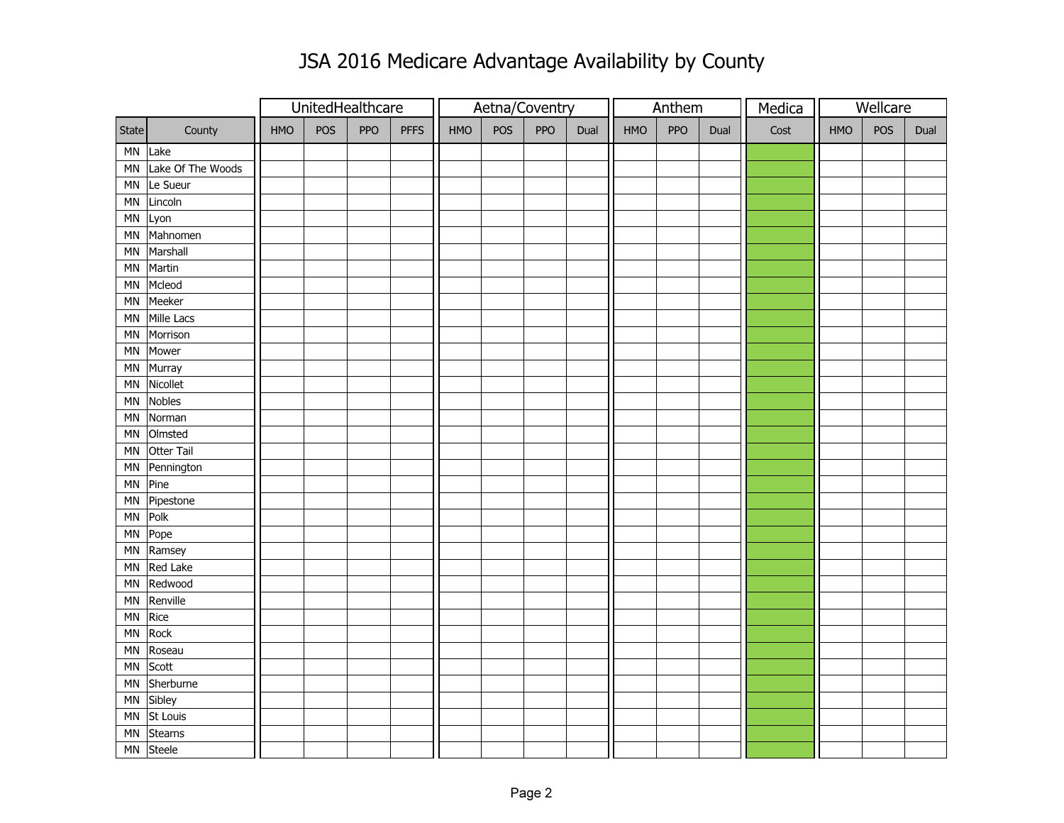# JSA 2016 Medicare Advantage Availability by County

| | | UnitedHealthcare | | | | Aetna/Coventry | | | | Anthem | | | Medica | Wellcare | | |
|---|---|---|---|---|---|---|---|---|---|---|---|---|---|---|---|---|
| State | County | HMO | POS | PPO | PFFS | HMO | POS | PPO | Dual | HMO | PPO | Dual | Cost | HMO | POS | Dual |
| MN | Lake | | | | | | | | | | | | | | | |
| MN | Lake Of The Woods | | | | | | | | | | | | | | | |
| MN | Le Sueur | | | | | | | | | | | | | | | |
| MN | Lincoln | | | | | | | | | | | | | | | |
| MN | Lyon | | | | | | | | | | | | | | | |
| MN | Mahnomen | | | | | | | | | | | | | | | |
| MN | Marshall | | | | | | | | | | | | | | | |
| MN | Martin | | | | | | | | | | | | | | | |
| MN | Mcleod | | | | | | | | | | | | | | | |
| MN | Meeker | | | | | | | | | | | | | | | |
| MN | Mille Lacs | | | | | | | | | | | | | | | |
| MN | Morrison | | | | | | | | | | | | | | | |
| MN | Mower | | | | | | | | | | | | | | | |
| MN | Murray | | | | | | | | | | | | | | | |
| MN | Nicollet | | | | | | | | | | | | | | | |
| MN | Nobles | | | | | | | | | | | | | | | |
| MN | Norman | | | | | | | | | | | | | | | |
| MN | Olmsted | | | | | | | | | | | | | | | |
| MN | Otter Tail | | | | | | | | | | | | | | | |
| MN | Pennington | | | | | | | | | | | | | | | |
| MN | Pine | | | | | | | | | | | | | | | |
| MN | Pipestone | | | | | | | | | | | | | | | |
| MN | Polk | | | | | | | | | | | | | | | |
| MN | Pope | | | | | | | | | | | | | | | |
| MN | Ramsey | | | | | | | | | | | | | | | |
| MN | Red Lake | | | | | | | | | | | | | | | |
| MN | Redwood | | | | | | | | | | | | | | | |
| MN | Renville | | | | | | | | | | | | | | | |
| MN | Rice | | | | | | | | | | | | | | | |
| MN | Rock | | | | | | | | | | | | | | | |
| MN | Roseau | | | | | | | | | | | | | | | |
| MN | Scott | | | | | | | | | | | | | | | |
| MN | Sherburne | | | | | | | | | | | | | | | |
| MN | Sibley | | | | | | | | | | | | | | | |
| MN | St Louis | | | | | | | | | | | | | | | |
| MN | Stearns | | | | | | | | | | | | | | | |
| MN | Steele | | | | | | | | | | | | | | | |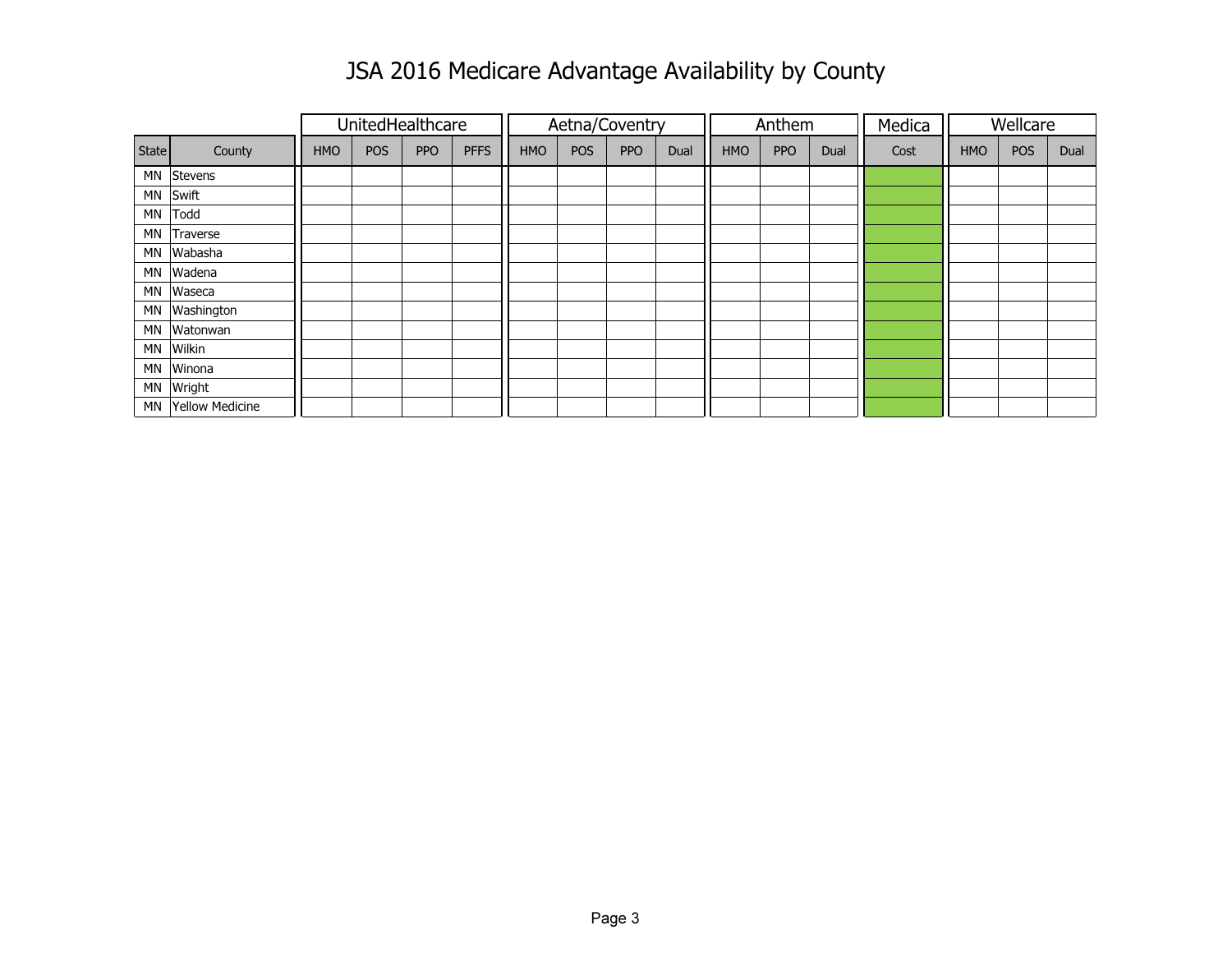# JSA 2016 Medicare Advantage Availability by County

| | | UnitedHealthcare | | | | Aetna/Coventry | | | | Anthem | | | Medica | Wellcare | | |
|---|---|---|---|---|---|---|---|---|---|---|---|---|---|---|---|---|
| State | County | HMO | POS | PPO | PFFS | HMO | POS | PPO | Dual | HMO | PPO | Dual | Cost | HMO | POS | Dual |
| MN | Stevens | | | | | | | | | | | | | | | |
| MN | Swift | | | | | | | | | | | | | | | |
| MN | Todd | | | | | | | | | | | | | | | |
| MN | Traverse | | | | | | | | | | | | | | | |
| MN | Wabasha | | | | | | | | | | | | | | | |
| MN | Wadena | | | | | | | | | | | | | | | |
| MN | Waseca | | | | | | | | | | | | | | | |
| MN | Washington | | | | | | | | | | | | | | | |
| MN | Watonwan | | | | | | | | | | | | | | | |
| MN | Wilkin | | | | | | | | | | | | | | | |
| MN | Winona | | | | | | | | | | | | | | | |
| MN | Wright | | | | | | | | | | | | | | | |
| MN | Yellow Medicine | | | | | | | | | | | | | | | |